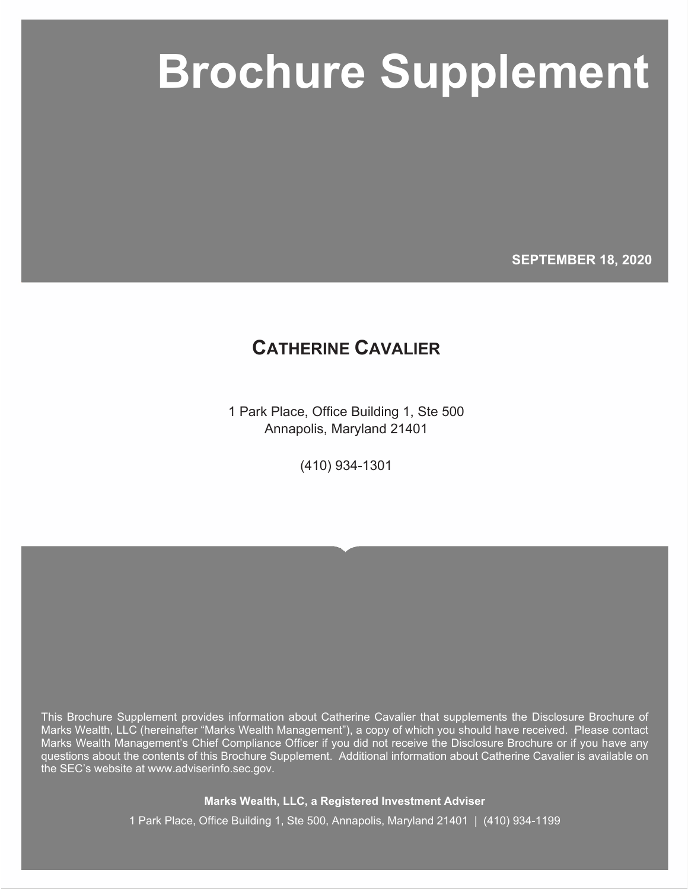# Brochure Supplement

**SEPTEMBER 18, 2020**

## CATHERINE CAVALIER

1 Park Place, Office Building 1, Ste 500
Annapolis, Maryland 21401

(410) 934-1301

This Brochure Supplement provides information about Catherine Cavalier that supplements the Disclosure Brochure of Marks Wealth, LLC (hereinafter "Marks Wealth Management"), a copy of which you should have received. Please contact Marks Wealth Management's Chief Compliance Officer if you did not receive the Disclosure Brochure or if you have any questions about the contents of this Brochure Supplement. Additional information about Catherine Cavalier is available on the SEC's website at www.adviserinfo.sec.gov.

**Marks Wealth, LLC, a Registered Investment Adviser**

1 Park Place, Office Building 1, Ste 500, Annapolis, Maryland 21401 | (410) 934-1199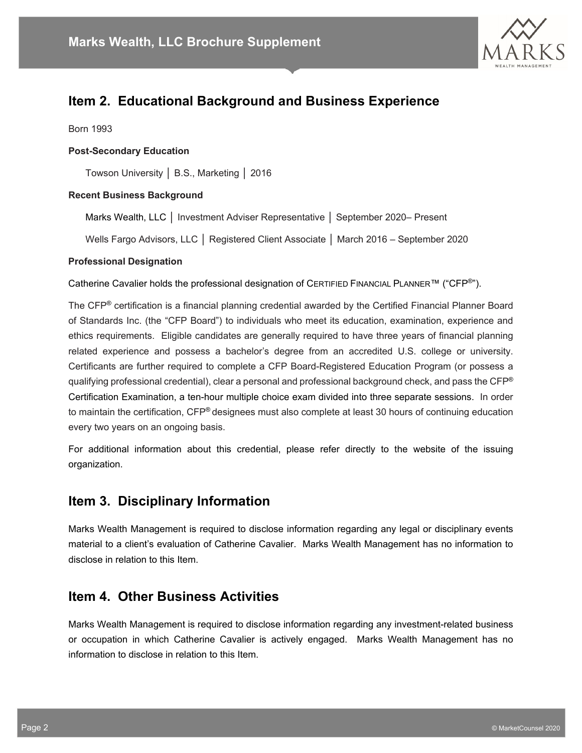## Item 2. Educational Background and Business Experience

Born 1993

**Post-Secondary Education**

Towson University │ B.S., Marketing │ 2016

**Recent Business Background**

Marks Wealth, LLC │ Investment Adviser Representative │ September 2020– Present

Wells Fargo Advisors, LLC │ Registered Client Associate │ March 2016 – September 2020

**Professional Designation**

Catherine Cavalier holds the professional designation of CERTIFIED FINANCIAL PLANNER™ ("CFP®").

The CFP® certification is a financial planning credential awarded by the Certified Financial Planner Board of Standards Inc. (the "CFP Board") to individuals who meet its education, examination, experience and ethics requirements. Eligible candidates are generally required to have three years of financial planning related experience and possess a bachelor's degree from an accredited U.S. college or university. Certificants are further required to complete a CFP Board-Registered Education Program (or possess a qualifying professional credential), clear a personal and professional background check, and pass the CFP® Certification Examination, a ten-hour multiple choice exam divided into three separate sessions. In order to maintain the certification, CFP® designees must also complete at least 30 hours of continuing education every two years on an ongoing basis.

For additional information about this credential, please refer directly to the website of the issuing organization.

## Item 3. Disciplinary Information

Marks Wealth Management is required to disclose information regarding any legal or disciplinary events material to a client's evaluation of Catherine Cavalier. Marks Wealth Management has no information to disclose in relation to this Item.

## Item 4. Other Business Activities

Marks Wealth Management is required to disclose information regarding any investment-related business or occupation in which Catherine Cavalier is actively engaged. Marks Wealth Management has no information to disclose in relation to this Item.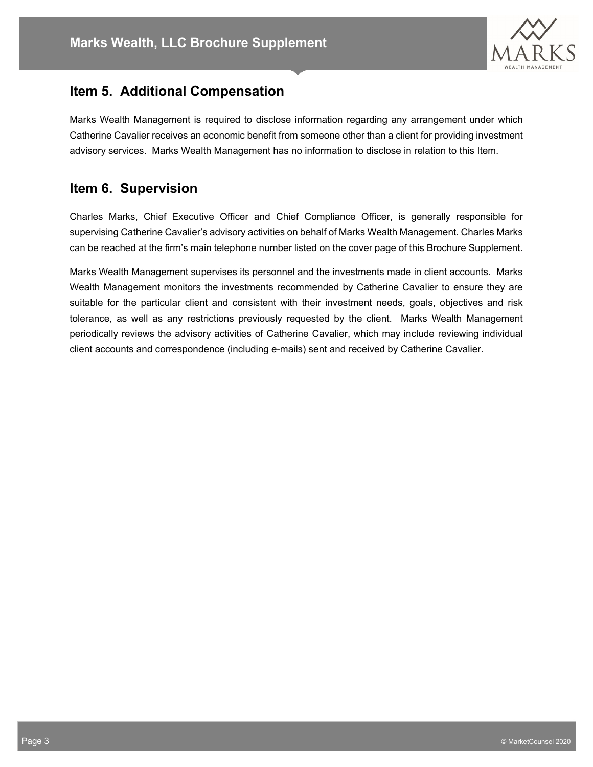## Item 5. Additional Compensation

Marks Wealth Management is required to disclose information regarding any arrangement under which Catherine Cavalier receives an economic benefit from someone other than a client for providing investment advisory services. Marks Wealth Management has no information to disclose in relation to this Item.

## Item 6. Supervision

Charles Marks, Chief Executive Officer and Chief Compliance Officer, is generally responsible for supervising Catherine Cavalier's advisory activities on behalf of Marks Wealth Management. Charles Marks can be reached at the firm's main telephone number listed on the cover page of this Brochure Supplement.

Marks Wealth Management supervises its personnel and the investments made in client accounts. Marks Wealth Management monitors the investments recommended by Catherine Cavalier to ensure they are suitable for the particular client and consistent with their investment needs, goals, objectives and risk tolerance, as well as any restrictions previously requested by the client. Marks Wealth Management periodically reviews the advisory activities of Catherine Cavalier, which may include reviewing individual client accounts and correspondence (including e-mails) sent and received by Catherine Cavalier.